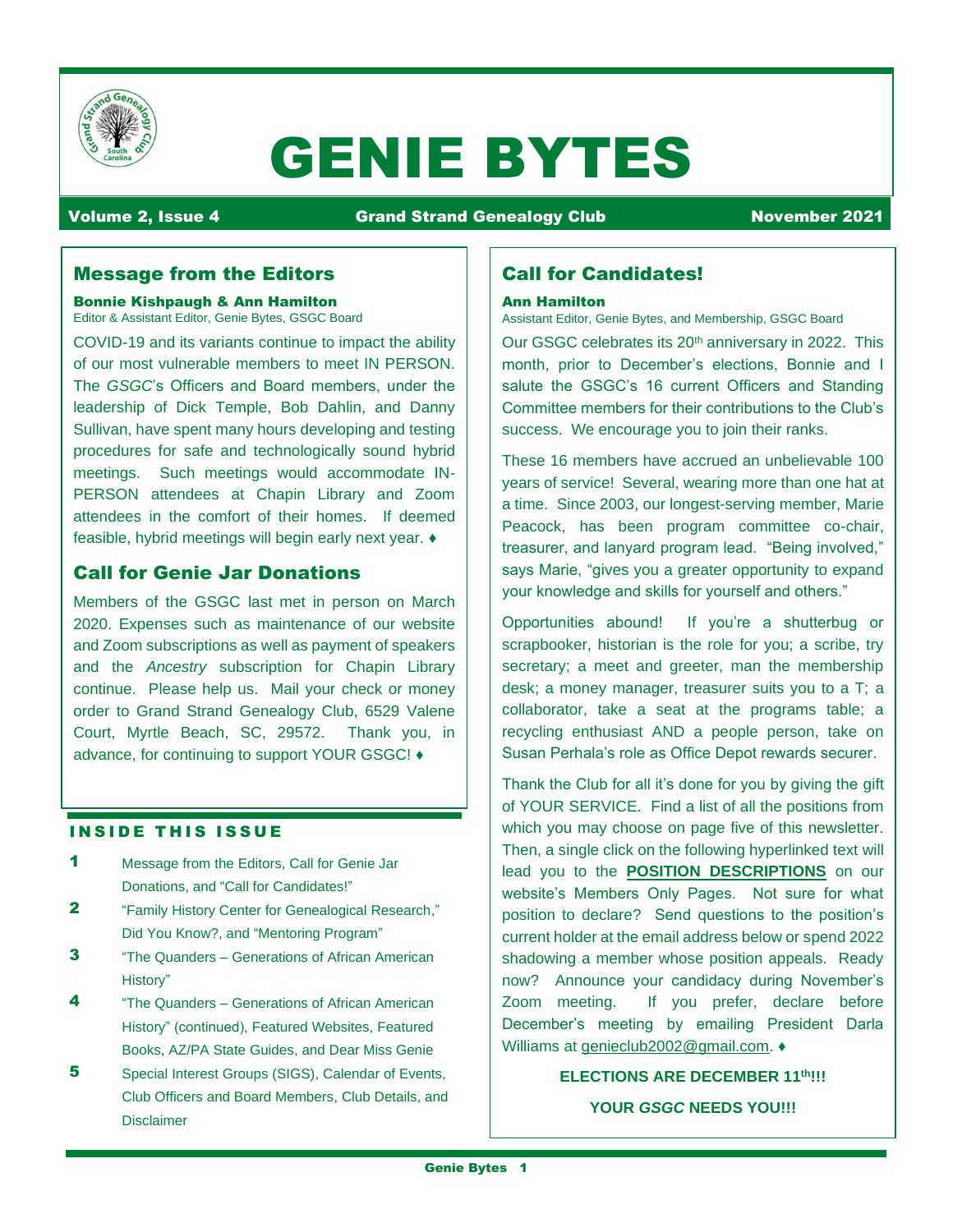# GENIE BYTES

**Volume 2, Issue 4** | **Grand Strand Genealogy Club** | **November 2021**

## Message from the Editors

**Bonnie Kishpaugh & Ann Hamilton**
Editor & Assistant Editor, Genie Bytes, GSGC Board

COVID-19 and its variants continue to impact the ability of our most vulnerable members to meet IN PERSON. The *GSGC*'s Officers and Board members, under the leadership of Dick Temple, Bob Dahlin, and Danny Sullivan, have spent many hours developing and testing procedures for safe and technologically sound hybrid meetings. Such meetings would accommodate IN-PERSON attendees at Chapin Library and Zoom attendees in the comfort of their homes. If deemed feasible, hybrid meetings will begin early next year. ♦

## Call for Genie Jar Donations

Members of the GSGC last met in person on March 2020. Expenses such as maintenance of our website and Zoom subscriptions as well as payment of speakers and the *Ancestry* subscription for Chapin Library continue. Please help us. Mail your check or money order to Grand Strand Genealogy Club, 6529 Valene Court, Myrtle Beach, SC, 29572. Thank you, in advance, for continuing to support YOUR GSGC! ♦

### INSIDE THIS ISSUE

1. Message from the Editors, Call for Genie Jar Donations, and "Call for Candidates!"
2. "Family History Center for Genealogical Research," Did You Know?, and "Mentoring Program"
3. "The Quanders – Generations of African American History"
4. "The Quanders – Generations of African American History" (continued), Featured Websites, Featured Books, AZ/PA State Guides, and Dear Miss Genie
5. Special Interest Groups (SIGS), Calendar of Events, Club Officers and Board Members, Club Details, and Disclaimer

## Call for Candidates!

**Ann Hamilton**
Assistant Editor, Genie Bytes, and Membership, GSGC Board

Our GSGC celebrates its 20th anniversary in 2022. This month, prior to December's elections, Bonnie and I salute the GSGC's 16 current Officers and Standing Committee members for their contributions to the Club's success. We encourage you to join their ranks.

These 16 members have accrued an unbelievable 100 years of service! Several, wearing more than one hat at a time. Since 2003, our longest-serving member, Marie Peacock, has been program committee co-chair, treasurer, and lanyard program lead. "Being involved," says Marie, "gives you a greater opportunity to expand your knowledge and skills for yourself and others."

Opportunities abound! If you're a shutterbug or scrapbooker, historian is the role for you; a scribe, try secretary; a meet and greeter, man the membership desk; a money manager, treasurer suits you to a T; a collaborator, take a seat at the programs table; a recycling enthusiast AND a people person, take on Susan Perhala's role as Office Depot rewards securer.

Thank the Club for all it's done for you by giving the gift of YOUR SERVICE. Find a list of all the positions from which you may choose on page five of this newsletter. Then, a single click on the following hyperlinked text will lead you to the **POSITION DESCRIPTIONS** on our website's Members Only Pages. Not sure for what position to declare? Send questions to the position's current holder at the email address below or spend 2022 shadowing a member whose position appeals. Ready now? Announce your candidacy during November's Zoom meeting. If you prefer, declare before December's meeting by emailing President Darla Williams at genieclub2002@gmail.com. ♦

**ELECTIONS ARE DECEMBER 11th!!!**

**YOUR *GSGC* NEEDS YOU!!!**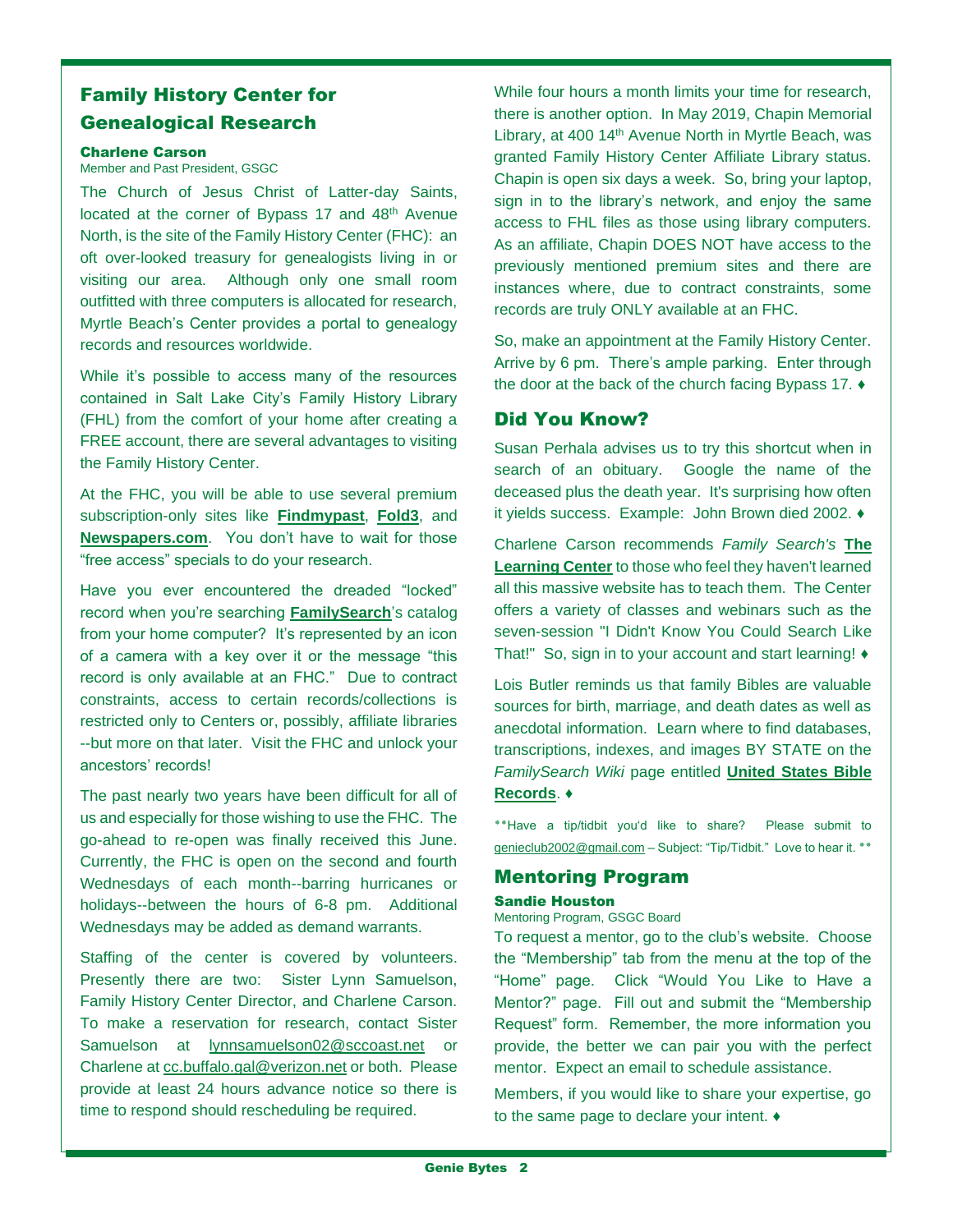## Family History Center for Genealogical Research

**Charlene Carson**
Member and Past President, GSGC

The Church of Jesus Christ of Latter-day Saints, located at the corner of Bypass 17 and 48th Avenue North, is the site of the Family History Center (FHC): an oft over-looked treasury for genealogists living in or visiting our area. Although only one small room outfitted with three computers is allocated for research, Myrtle Beach's Center provides a portal to genealogy records and resources worldwide.

While it's possible to access many of the resources contained in Salt Lake City's Family History Library (FHL) from the comfort of your home after creating a FREE account, there are several advantages to visiting the Family History Center.

At the FHC, you will be able to use several premium subscription-only sites like **Findmypast**, **Fold3**, and **Newspapers.com**. You don't have to wait for those "free access" specials to do your research.

Have you ever encountered the dreaded "locked" record when you're searching **FamilySearch**'s catalog from your home computer? It's represented by an icon of a camera with a key over it or the message "this record is only available at an FHC." Due to contract constraints, access to certain records/collections is restricted only to Centers or, possibly, affiliate libraries --but more on that later. Visit the FHC and unlock your ancestors' records!

The past nearly two years have been difficult for all of us and especially for those wishing to use the FHC. The go-ahead to re-open was finally received this June. Currently, the FHC is open on the second and fourth Wednesdays of each month--barring hurricanes or holidays--between the hours of 6-8 pm. Additional Wednesdays may be added as demand warrants.

Staffing of the center is covered by volunteers. Presently there are two: Sister Lynn Samuelson, Family History Center Director, and Charlene Carson. To make a reservation for research, contact Sister Samuelson at lynnsamuelson02@sccoast.net or Charlene at cc.buffalo.gal@verizon.net or both. Please provide at least 24 hours advance notice so there is time to respond should rescheduling be required.

While four hours a month limits your time for research, there is another option. In May 2019, Chapin Memorial Library, at 400 14th Avenue North in Myrtle Beach, was granted Family History Center Affiliate Library status. Chapin is open six days a week. So, bring your laptop, sign in to the library's network, and enjoy the same access to FHL files as those using library computers. As an affiliate, Chapin DOES NOT have access to the previously mentioned premium sites and there are instances where, due to contract constraints, some records are truly ONLY available at an FHC.

So, make an appointment at the Family History Center. Arrive by 6 pm. There's ample parking. Enter through the door at the back of the church facing Bypass 17. ♦

## Did You Know?

Susan Perhala advises us to try this shortcut when in search of an obituary. Google the name of the deceased plus the death year. It's surprising how often it yields success. Example: John Brown died 2002. ♦

Charlene Carson recommends *Family Search's* **The Learning Center** to those who feel they haven't learned all this massive website has to teach them. The Center offers a variety of classes and webinars such as the seven-session "I Didn't Know You Could Search Like That!" So, sign in to your account and start learning! ♦

Lois Butler reminds us that family Bibles are valuable sources for birth, marriage, and death dates as well as anecdotal information. Learn where to find databases, transcriptions, indexes, and images BY STATE on the *FamilySearch Wiki* page entitled **United States Bible Records**. ♦

\*\*Have a tip/tidbit you'd like to share? Please submit to genieclub2002@gmail.com – Subject: "Tip/Tidbit." Love to hear it. \*\*

## Mentoring Program

**Sandie Houston**
Mentoring Program, GSGC Board

To request a mentor, go to the club's website. Choose the "Membership" tab from the menu at the top of the "Home" page. Click "Would You Like to Have a Mentor?" page. Fill out and submit the "Membership Request" form. Remember, the more information you provide, the better we can pair you with the perfect mentor. Expect an email to schedule assistance.

Members, if you would like to share your expertise, go to the same page to declare your intent. ♦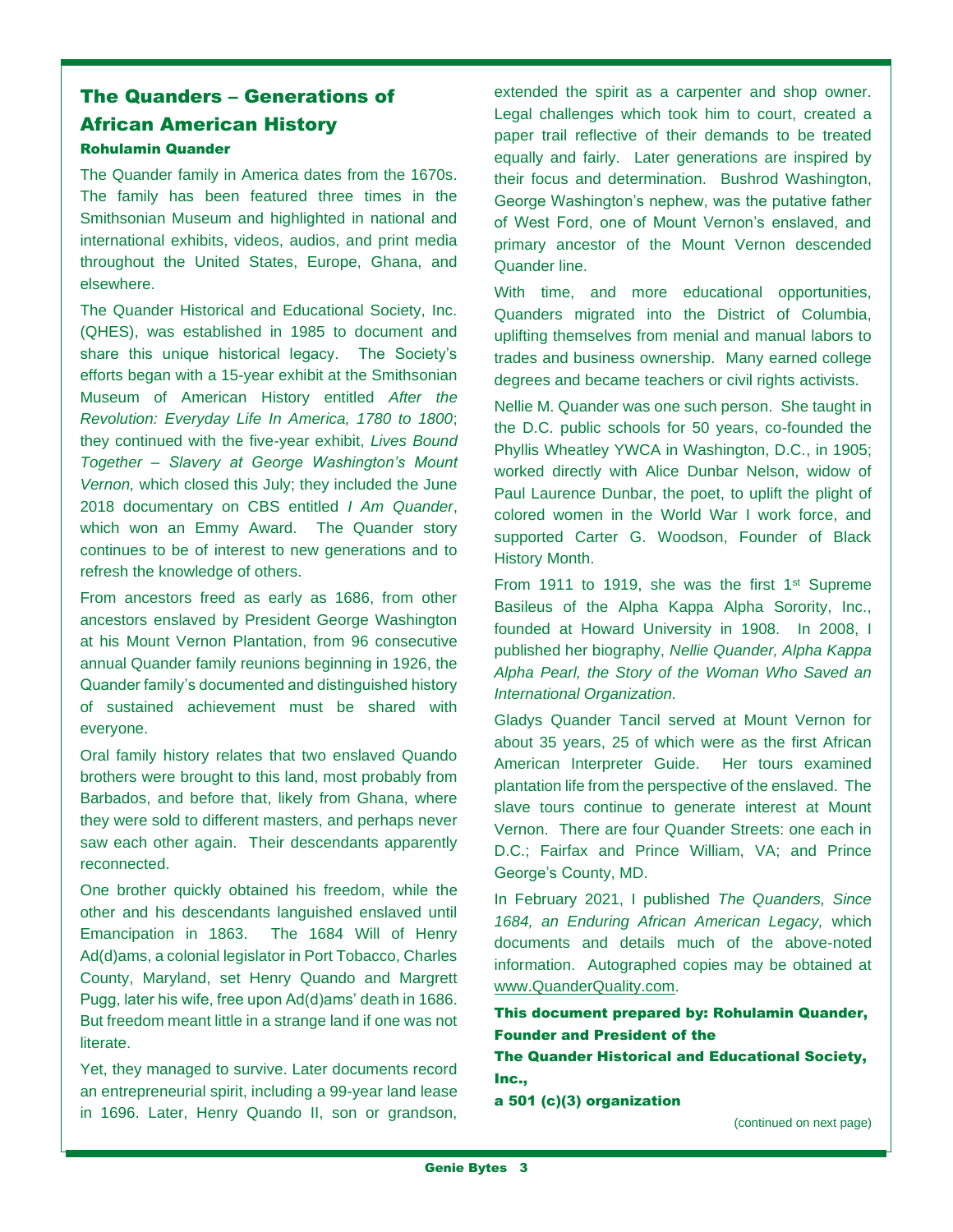# The Quanders – Generations of African American History

**Rohulamin Quander**

The Quander family in America dates from the 1670s. The family has been featured three times in the Smithsonian Museum and highlighted in national and international exhibits, videos, audios, and print media throughout the United States, Europe, Ghana, and elsewhere.

The Quander Historical and Educational Society, Inc. (QHES), was established in 1985 to document and share this unique historical legacy. The Society's efforts began with a 15-year exhibit at the Smithsonian Museum of American History entitled *After the Revolution: Everyday Life In America, 1780 to 1800*; they continued with the five-year exhibit, *Lives Bound Together – Slavery at George Washington's Mount Vernon,* which closed this July; they included the June 2018 documentary on CBS entitled *I Am Quander*, which won an Emmy Award. The Quander story continues to be of interest to new generations and to refresh the knowledge of others.

From ancestors freed as early as 1686, from other ancestors enslaved by President George Washington at his Mount Vernon Plantation, from 96 consecutive annual Quander family reunions beginning in 1926, the Quander family's documented and distinguished history of sustained achievement must be shared with everyone.

Oral family history relates that two enslaved Quando brothers were brought to this land, most probably from Barbados, and before that, likely from Ghana, where they were sold to different masters, and perhaps never saw each other again. Their descendants apparently reconnected.

One brother quickly obtained his freedom, while the other and his descendants languished enslaved until Emancipation in 1863. The 1684 Will of Henry Ad(d)ams, a colonial legislator in Port Tobacco, Charles County, Maryland, set Henry Quando and Margrett Pugg, later his wife, free upon Ad(d)ams' death in 1686. But freedom meant little in a strange land if one was not literate.

Yet, they managed to survive. Later documents record an entrepreneurial spirit, including a 99-year land lease in 1696. Later, Henry Quando II, son or grandson, extended the spirit as a carpenter and shop owner. Legal challenges which took him to court, created a paper trail reflective of their demands to be treated equally and fairly. Later generations are inspired by their focus and determination. Bushrod Washington, George Washington's nephew, was the putative father of West Ford, one of Mount Vernon's enslaved, and primary ancestor of the Mount Vernon descended Quander line.

With time, and more educational opportunities, Quanders migrated into the District of Columbia, uplifting themselves from menial and manual labors to trades and business ownership. Many earned college degrees and became teachers or civil rights activists.

Nellie M. Quander was one such person. She taught in the D.C. public schools for 50 years, co-founded the Phyllis Wheatley YWCA in Washington, D.C., in 1905; worked directly with Alice Dunbar Nelson, widow of Paul Laurence Dunbar, the poet, to uplift the plight of colored women in the World War I work force, and supported Carter G. Woodson, Founder of Black History Month.

From 1911 to 1919, she was the first 1st Supreme Basileus of the Alpha Kappa Alpha Sorority, Inc., founded at Howard University in 1908. In 2008, I published her biography, *Nellie Quander, Alpha Kappa Alpha Pearl, the Story of the Woman Who Saved an International Organization.*

Gladys Quander Tancil served at Mount Vernon for about 35 years, 25 of which were as the first African American Interpreter Guide. Her tours examined plantation life from the perspective of the enslaved. The slave tours continue to generate interest at Mount Vernon. There are four Quander Streets: one each in D.C.; Fairfax and Prince William, VA; and Prince George's County, MD.

In February 2021, I published *The Quanders, Since 1684, an Enduring African American Legacy,* which documents and details much of the above-noted information. Autographed copies may be obtained at www.QuanderQuality.com.

**This document prepared by: Rohulamin Quander, Founder and President of the**
**The Quander Historical and Educational Society, Inc.,**
**a 501 (c)(3) organization**

(continued on next page)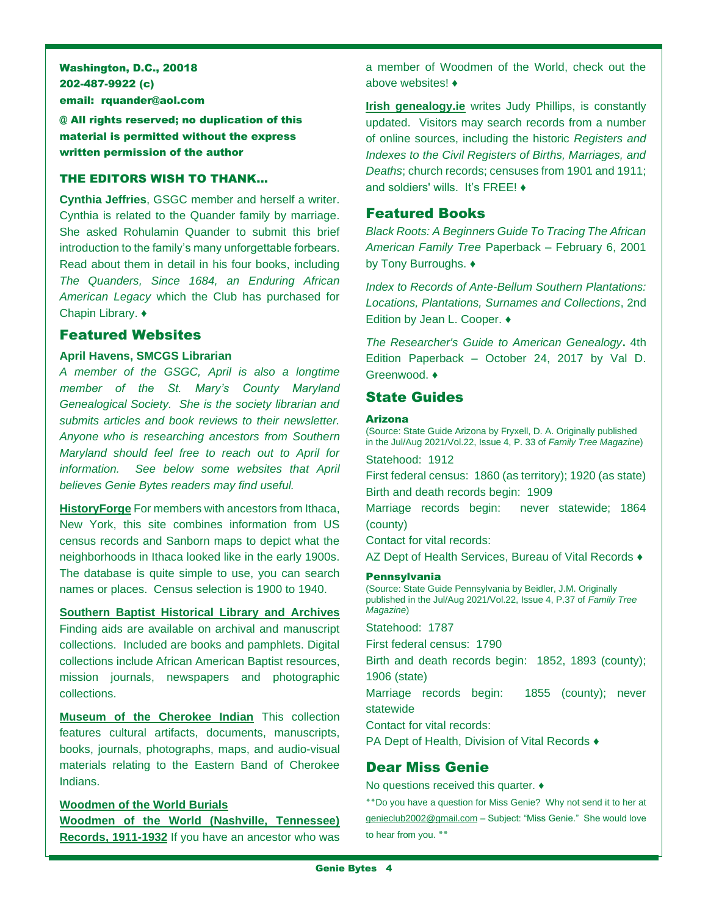**Washington, D.C., 20018**
**202-487-9922 (c)**
**email: rquander@aol.com**

**@ All rights reserved; no duplication of this material is permitted without the express written permission of the author**

## THE EDITORS WISH TO THANK…

**Cynthia Jeffries**, GSGC member and herself a writer. Cynthia is related to the Quander family by marriage. She asked Rohulamin Quander to submit this brief introduction to the family's many unforgettable forbears. Read about them in detail in his four books, including *The Quanders, Since 1684, an Enduring African American Legacy* which the Club has purchased for Chapin Library. ♦

## Featured Websites

**April Havens, SMCGS Librarian**

*A member of the GSGC, April is also a longtime member of the St. Mary's County Maryland Genealogical Society. She is the society librarian and submits articles and book reviews to their newsletter. Anyone who is researching ancestors from Southern Maryland should feel free to reach out to April for information. See below some websites that April believes Genie Bytes readers may find useful.*

**HistoryForge** For members with ancestors from Ithaca, New York, this site combines information from US census records and Sanborn maps to depict what the neighborhoods in Ithaca looked like in the early 1900s. The database is quite simple to use, you can search names or places. Census selection is 1900 to 1940.

**Southern Baptist Historical Library and Archives** Finding aids are available on archival and manuscript collections. Included are books and pamphlets. Digital collections include African American Baptist resources, mission journals, newspapers and photographic collections.

**Museum of the Cherokee Indian** This collection features cultural artifacts, documents, manuscripts, books, journals, photographs, maps, and audio-visual materials relating to the Eastern Band of Cherokee Indians.

**Woodmen of the World Burials**
**Woodmen of the World (Nashville, Tennessee) Records, 1911-1932** If you have an ancestor who was a member of Woodmen of the World, check out the above websites! ♦

**Irish genealogy.ie** writes Judy Phillips, is constantly updated. Visitors may search records from a number of online sources, including the historic *Registers and Indexes to the Civil Registers of Births, Marriages, and Deaths*; church records; censuses from 1901 and 1911; and soldiers' wills. It's FREE! ♦

## Featured Books

*Black Roots: A Beginners Guide To Tracing The African American Family Tree* Paperback – February 6, 2001 by Tony Burroughs. ♦

*Index to Records of Ante-Bellum Southern Plantations: Locations, Plantations, Surnames and Collections*, 2nd Edition by Jean L. Cooper. ♦

*The Researcher's Guide to American Genealogy*. 4th Edition Paperback – October 24, 2017 by Val D. Greenwood. ♦

## State Guides

### Arizona

(Source: State Guide Arizona by Fryxell, D. A. Originally published in the Jul/Aug 2021/Vol.22, Issue 4, P. 33 of *Family Tree Magazine*)

Statehood: 1912

First federal census: 1860 (as territory); 1920 (as state)

Birth and death records begin: 1909

Marriage records begin: never statewide; 1864 (county)

Contact for vital records:

AZ Dept of Health Services, Bureau of Vital Records ♦

### Pennsylvania

(Source: State Guide Pennsylvania by Beidler, J.M. Originally published in the Jul/Aug 2021/Vol.22, Issue 4, P.37 of *Family Tree Magazine*)

Statehood: 1787

First federal census: 1790

Birth and death records begin: 1852, 1893 (county); 1906 (state)

Marriage records begin: 1855 (county); never statewide

Contact for vital records:

PA Dept of Health, Division of Vital Records ♦

## Dear Miss Genie

No questions received this quarter. ♦

\*\*Do you have a question for Miss Genie? Why not send it to her at genieclub2002@gmail.com – Subject: "Miss Genie." She would love to hear from you. \*\*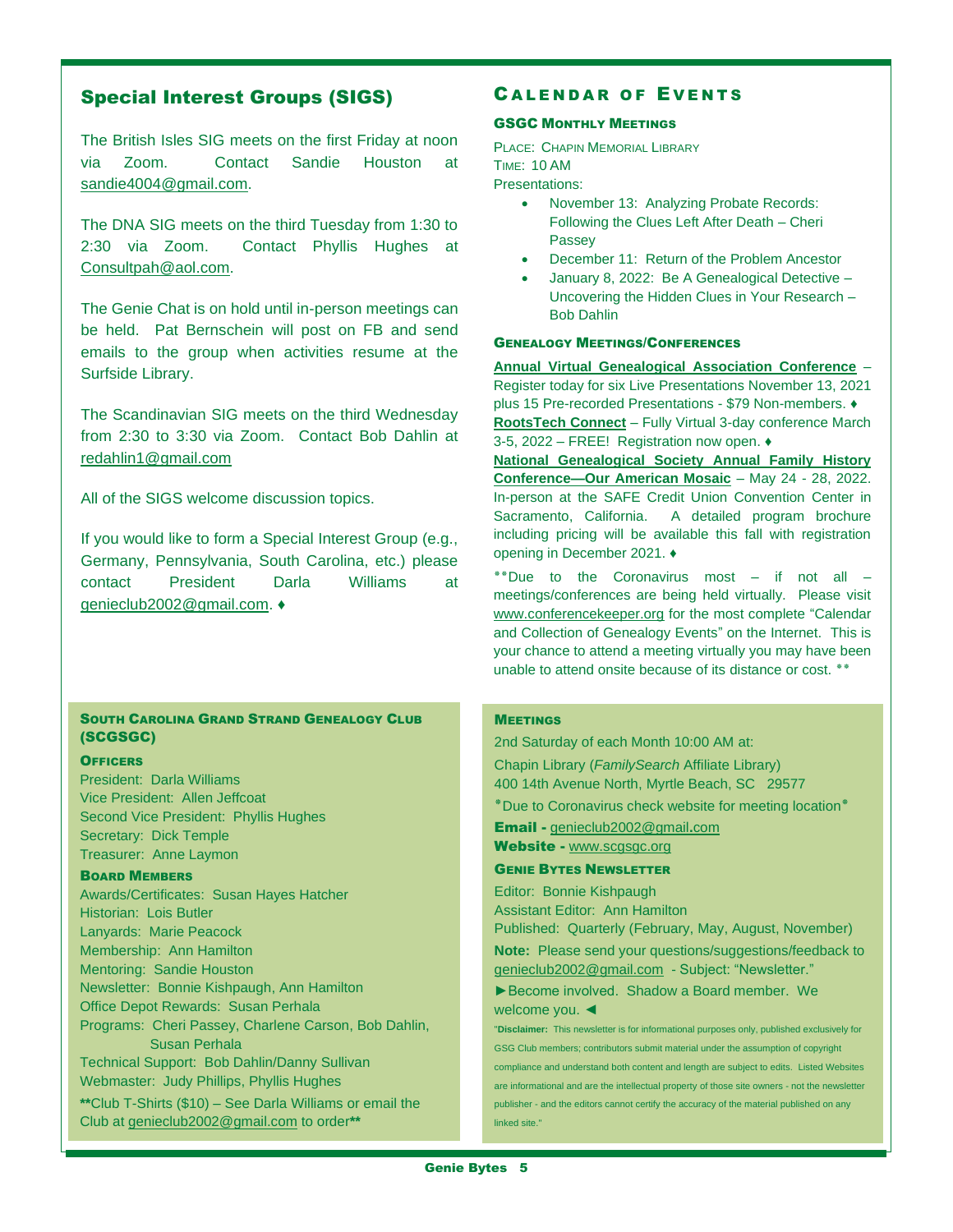## Special Interest Groups (SIGS)

The British Isles SIG meets on the first Friday at noon via Zoom. Contact Sandie Houston at sandie4004@gmail.com.

The DNA SIG meets on the third Tuesday from 1:30 to 2:30 via Zoom. Contact Phyllis Hughes at Consultpah@aol.com.

The Genie Chat is on hold until in-person meetings can be held. Pat Bernschein will post on FB and send emails to the group when activities resume at the Surfside Library.

The Scandinavian SIG meets on the third Wednesday from 2:30 to 3:30 via Zoom. Contact Bob Dahlin at redahlin1@gmail.com

All of the SIGS welcome discussion topics.

If you would like to form a Special Interest Group (e.g., Germany, Pennsylvania, South Carolina, etc.) please contact President Darla Williams at genieclub2002@gmail.com. ♦

## Calendar of Events

### GSGC Monthly Meetings

Place: Chapin Memorial Library
Time: 10 AM
Presentations:

- November 13: Analyzing Probate Records: Following the Clues Left After Death – Cheri Passey
- December 11: Return of the Problem Ancestor
- January 8, 2022: Be A Genealogical Detective – Uncovering the Hidden Clues in Your Research – Bob Dahlin

### Genealogy Meetings/Conferences

**Annual Virtual Genealogical Association Conference** – Register today for six Live Presentations November 13, 2021 plus 15 Pre-recorded Presentations - $79 Non-members. ♦
**RootsTech Connect** – Fully Virtual 3-day conference March 3-5, 2022 – FREE! Registration now open. ♦
**National Genealogical Society Annual Family History Conference—Our American Mosaic** – May 24 - 28, 2022. In-person at the SAFE Credit Union Convention Center in Sacramento, California. A detailed program brochure including pricing will be available this fall with registration opening in December 2021. ♦

\*\*Due to the Coronavirus most – if not all – meetings/conferences are being held virtually. Please visit www.conferencekeeper.org for the most complete "Calendar and Collection of Genealogy Events" on the Internet. This is your chance to attend a meeting virtually you may have been unable to attend onsite because of its distance or cost. \*\*

### South Carolina Grand Strand Genealogy Club (SCGSGC)

**Officers**

President: Darla Williams
Vice President: Allen Jeffcoat
Second Vice President: Phyllis Hughes
Secretary: Dick Temple
Treasurer: Anne Laymon

**Board Members**

Awards/Certificates: Susan Hayes Hatcher
Historian: Lois Butler
Lanyards: Marie Peacock
Membership: Ann Hamilton
Mentoring: Sandie Houston
Newsletter: Bonnie Kishpaugh, Ann Hamilton
Office Depot Rewards: Susan Perhala
Programs: Cheri Passey, Charlene Carson, Bob Dahlin, Susan Perhala
Technical Support: Bob Dahlin/Danny Sullivan
Webmaster: Judy Phillips, Phyllis Hughes

**Club T-Shirts ($10) – See Darla Williams or email the Club at genieclub2002@gmail.com to order**

### Meetings

2nd Saturday of each Month 10:00 AM at:
Chapin Library (*FamilySearch* Affiliate Library)
400 14th Avenue North, Myrtle Beach, SC 29577
\*Due to Coronavirus check website for meeting location\*

**Email -** genieclub2002@gmail.com
**Website -** www.scgsgc.org

### Genie Bytes Newsletter

Editor: Bonnie Kishpaugh
Assistant Editor: Ann Hamilton
Published: Quarterly (February, May, August, November)

**Note:** Please send your questions/suggestions/feedback to genieclub2002@gmail.com - Subject: "Newsletter."

►Become involved. Shadow a Board member. We welcome you. ◄

"**Disclaimer:** This newsletter is for informational purposes only, published exclusively for GSG Club members; contributors submit material under the assumption of copyright compliance and understand both content and length are subject to edits. Listed Websites are informational and are the intellectual property of those site owners - not the newsletter publisher - and the editors cannot certify the accuracy of the material published on any linked site."